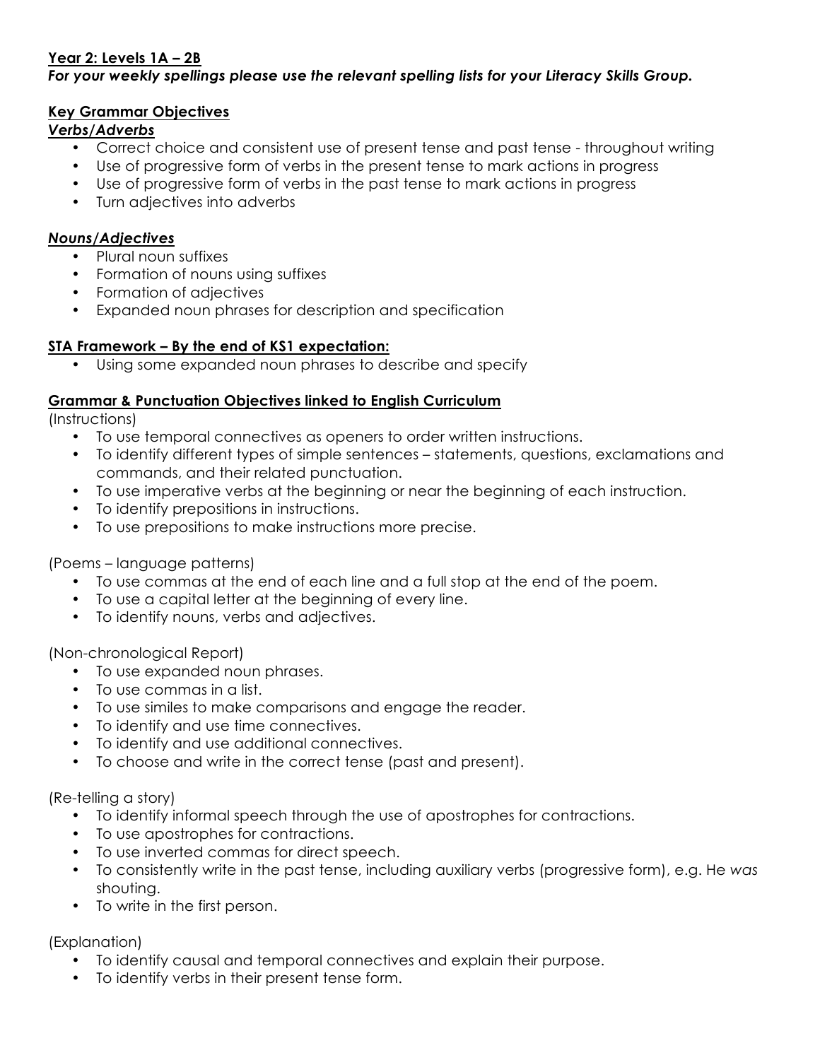**<u>Year 2: Levels 1A – 2B</u>**

***For your weekly spellings please use the relevant spelling lists for your Literacy Skills Group.***

**<u>Key Grammar Objectives</u>**

***<u>Verbs/Adverbs</u>***

- Correct choice and consistent use of present tense and past tense - throughout writing
- Use of progressive form of verbs in the present tense to mark actions in progress
- Use of progressive form of verbs in the past tense to mark actions in progress
- Turn adjectives into adverbs

***<u>Nouns/Adjectives</u>***

- Plural noun suffixes
- Formation of nouns using suffixes
- Formation of adjectives
- Expanded noun phrases for description and specification

**<u>STA Framework – By the end of KS1 expectation:</u>**

- Using some expanded noun phrases to describe and specify

**<u>Grammar & Punctuation Objectives linked to English Curriculum</u>**

(Instructions)

- To use temporal connectives as openers to order written instructions.
- To identify different types of simple sentences – statements, questions, exclamations and commands, and their related punctuation.
- To use imperative verbs at the beginning or near the beginning of each instruction.
- To identify prepositions in instructions.
- To use prepositions to make instructions more precise.

(Poems – language patterns)

- To use commas at the end of each line and a full stop at the end of the poem.
- To use a capital letter at the beginning of every line.
- To identify nouns, verbs and adjectives.

(Non-chronological Report)

- To use expanded noun phrases.
- To use commas in a list.
- To use similes to make comparisons and engage the reader.
- To identify and use time connectives.
- To identify and use additional connectives.
- To choose and write in the correct tense (past and present).

(Re-telling a story)

- To identify informal speech through the use of apostrophes for contractions.
- To use apostrophes for contractions.
- To use inverted commas for direct speech.
- To consistently write in the past tense, including auxiliary verbs (progressive form), e.g. He *was* shouting.
- To write in the first person.

(Explanation)

- To identify causal and temporal connectives and explain their purpose.
- To identify verbs in their present tense form.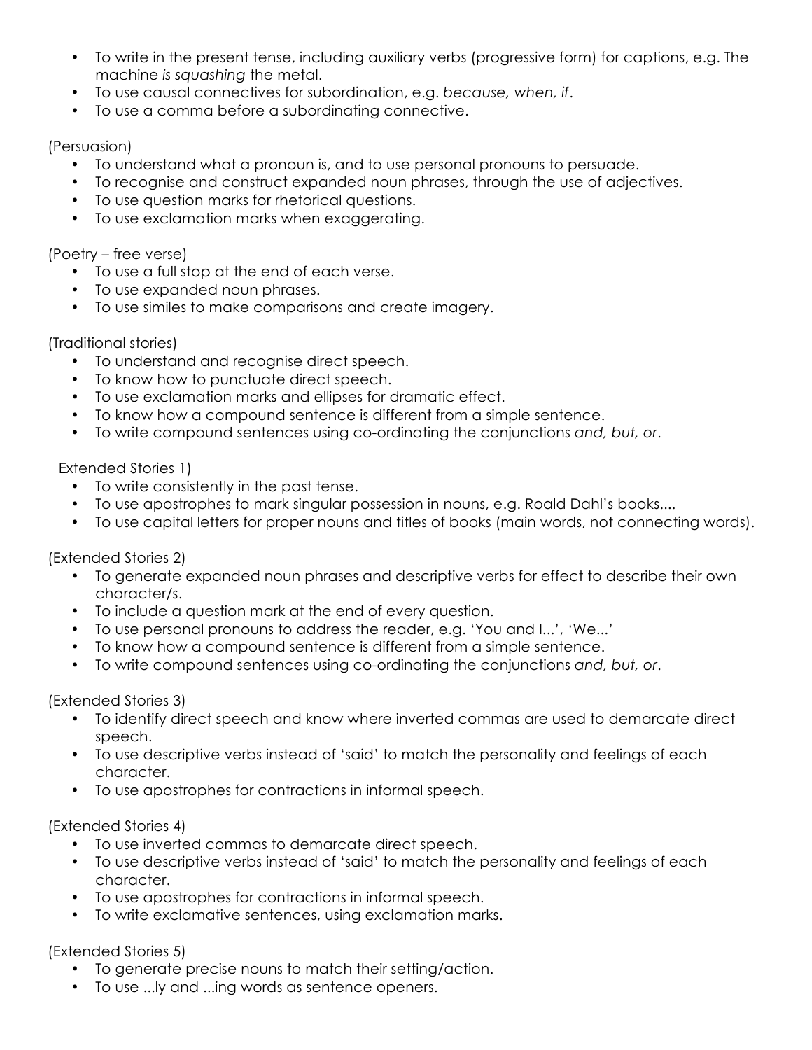- To write in the present tense, including auxiliary verbs (progressive form) for captions, e.g. The machine *is squashing* the metal.
- To use causal connectives for subordination, e.g. *because, when, if*.
- To use a comma before a subordinating connective.

(Persuasion)

- To understand what a pronoun is, and to use personal pronouns to persuade.
- To recognise and construct expanded noun phrases, through the use of adjectives.
- To use question marks for rhetorical questions.
- To use exclamation marks when exaggerating.

(Poetry – free verse)

- To use a full stop at the end of each verse.
- To use expanded noun phrases.
- To use similes to make comparisons and create imagery.

(Traditional stories)

- To understand and recognise direct speech.
- To know how to punctuate direct speech.
- To use exclamation marks and ellipses for dramatic effect.
- To know how a compound sentence is different from a simple sentence.
- To write compound sentences using co-ordinating the conjunctions *and, but, or*.

Extended Stories 1)

- To write consistently in the past tense.
- To use apostrophes to mark singular possession in nouns, e.g. Roald Dahl's books....
- To use capital letters for proper nouns and titles of books (main words, not connecting words).

(Extended Stories 2)

- To generate expanded noun phrases and descriptive verbs for effect to describe their own character/s.
- To include a question mark at the end of every question.
- To use personal pronouns to address the reader, e.g. 'You and I...', 'We...'
- To know how a compound sentence is different from a simple sentence.
- To write compound sentences using co-ordinating the conjunctions *and, but, or*.

(Extended Stories 3)

- To identify direct speech and know where inverted commas are used to demarcate direct speech.
- To use descriptive verbs instead of 'said' to match the personality and feelings of each character.
- To use apostrophes for contractions in informal speech.

(Extended Stories 4)

- To use inverted commas to demarcate direct speech.
- To use descriptive verbs instead of 'said' to match the personality and feelings of each character.
- To use apostrophes for contractions in informal speech.
- To write exclamative sentences, using exclamation marks.

(Extended Stories 5)

- To generate precise nouns to match their setting/action.
- To use ...ly and ...ing words as sentence openers.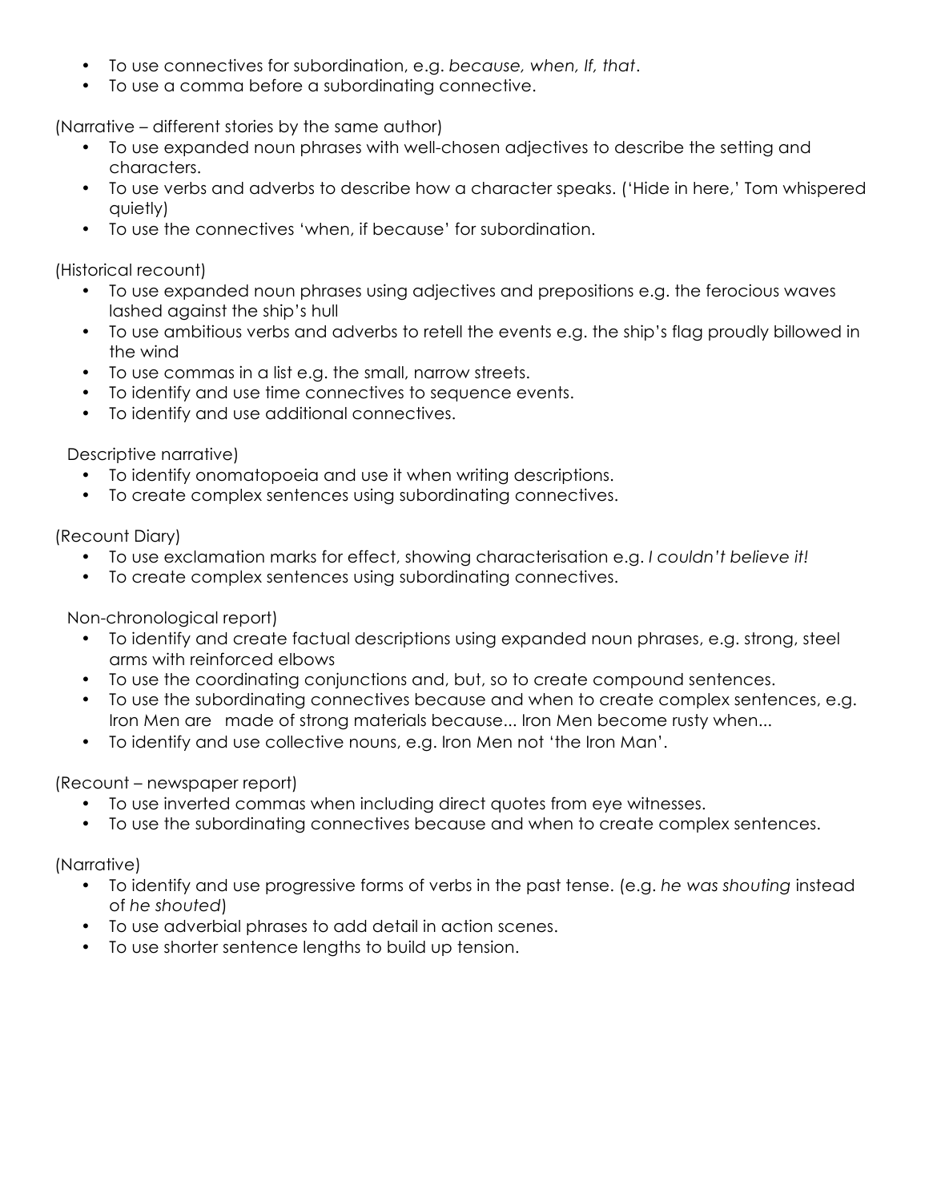- To use connectives for subordination, e.g. *because, when, If, that*.
- To use a comma before a subordinating connective.

(Narrative – different stories by the same author)

- To use expanded noun phrases with well-chosen adjectives to describe the setting and characters.
- To use verbs and adverbs to describe how a character speaks. ('Hide in here,' Tom whispered quietly)
- To use the connectives 'when, if because' for subordination.

(Historical recount)

- To use expanded noun phrases using adjectives and prepositions e.g. the ferocious waves lashed against the ship's hull
- To use ambitious verbs and adverbs to retell the events e.g. the ship's flag proudly billowed in the wind
- To use commas in a list e.g. the small, narrow streets.
- To identify and use time connectives to sequence events.
- To identify and use additional connectives.

Descriptive narrative)

- To identify onomatopoeia and use it when writing descriptions.
- To create complex sentences using subordinating connectives.

(Recount Diary)

- To use exclamation marks for effect, showing characterisation e.g. *I couldn't believe it!*
- To create complex sentences using subordinating connectives.

Non-chronological report)

- To identify and create factual descriptions using expanded noun phrases, e.g. strong, steel arms with reinforced elbows
- To use the coordinating conjunctions and, but, so to create compound sentences.
- To use the subordinating connectives because and when to create complex sentences, e.g. Iron Men are made of strong materials because... Iron Men become rusty when...
- To identify and use collective nouns, e.g. Iron Men not 'the Iron Man'.

(Recount – newspaper report)

- To use inverted commas when including direct quotes from eye witnesses.
- To use the subordinating connectives because and when to create complex sentences.

(Narrative)

- To identify and use progressive forms of verbs in the past tense. (e.g. *he was shouting* instead of *he shouted*)
- To use adverbial phrases to add detail in action scenes.
- To use shorter sentence lengths to build up tension.